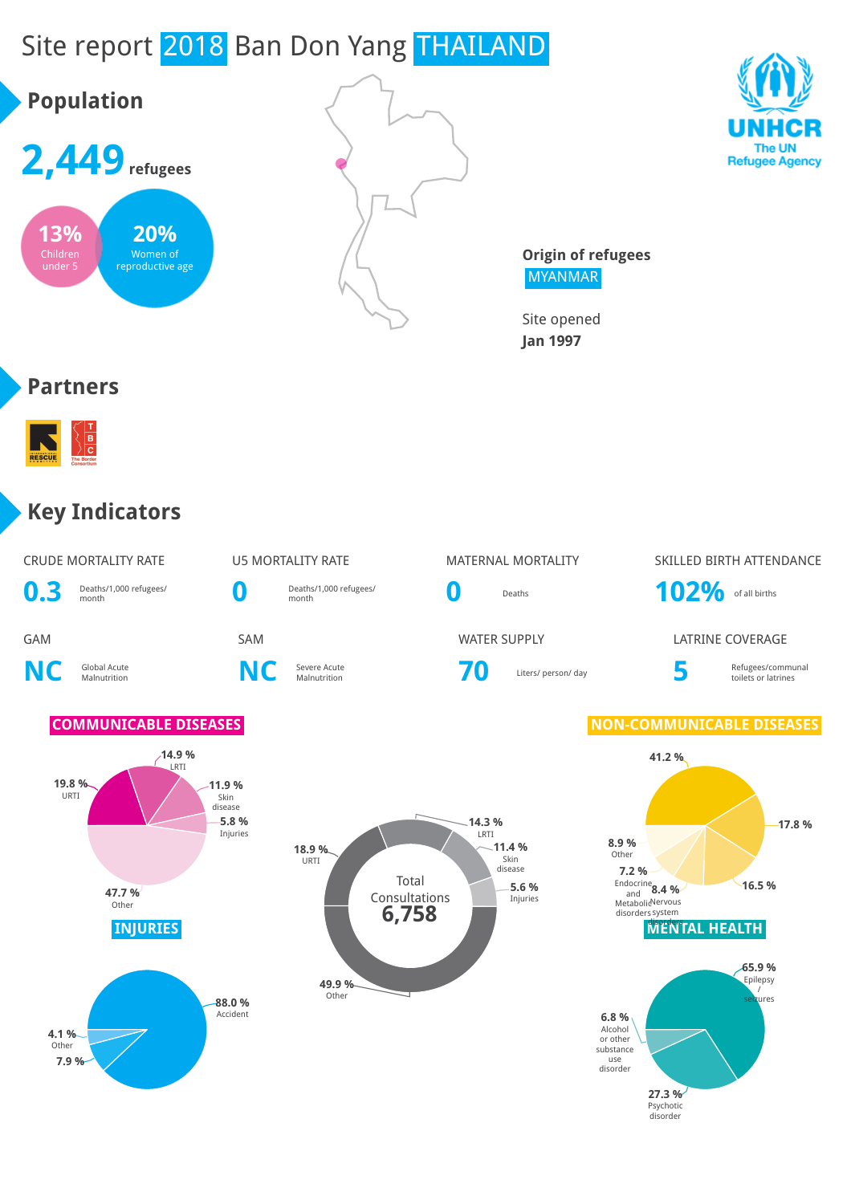# Site report 2018 Ban Don Yang THAILAND

UNHCR
The UN Refugee Agency

## Population

**2,449** refugees

**13%** Children under 5

**20%** Women of reproductive age

**Origin of refugees**
MYANMAR

Site opened
**Jan 1997**

## Partners

## Key Indicators

| CRUDE MORTALITY RATE | U5 MORTALITY RATE | MATERNAL MORTALITY | SKILLED BIRTH ATTENDANCE |
|---|---|---|---|
| **0.3** Deaths/1,000 refugees/ month | **0** Deaths/1,000 refugees/ month | **0** Deaths | **102%** of all births |

| GAM | SAM | WATER SUPPLY | LATRINE COVERAGE |
|---|---|---|---|
| **NC** Global Acute Malnutrition | **NC** Severe Acute Malnutrition | **70** Liters/ person/ day | **5** Refugees/communal toilets or latrines |

### COMMUNICABLE DISEASES

- 19.8 % URTI
- 14.9 % LRTI
- 11.9 % Skin disease
- 5.8 % Injuries
- 47.7 % Other

### Total Consultations 6,758

- 18.9 % URTI
- 14.3 % LRTI
- 11.4 % Skin disease
- 5.6 % Injuries
- 49.9 % Other

### NON-COMMUNICABLE DISEASES

- 41.2 %
- 17.8 %
- 16.5 %
- 8.4 % Nervous system disorders
- 7.2 % Endocrine and Metabolic disorders
- 8.9 % Other

### INJURIES

- 88.0 % Accident
- 7.9 %
- 4.1 % Other

### MENTAL HEALTH

- 65.9 % Epilepsy / seizures
- 27.3 % Psychotic disorder
- 6.8 % Alcohol or other substance use disorder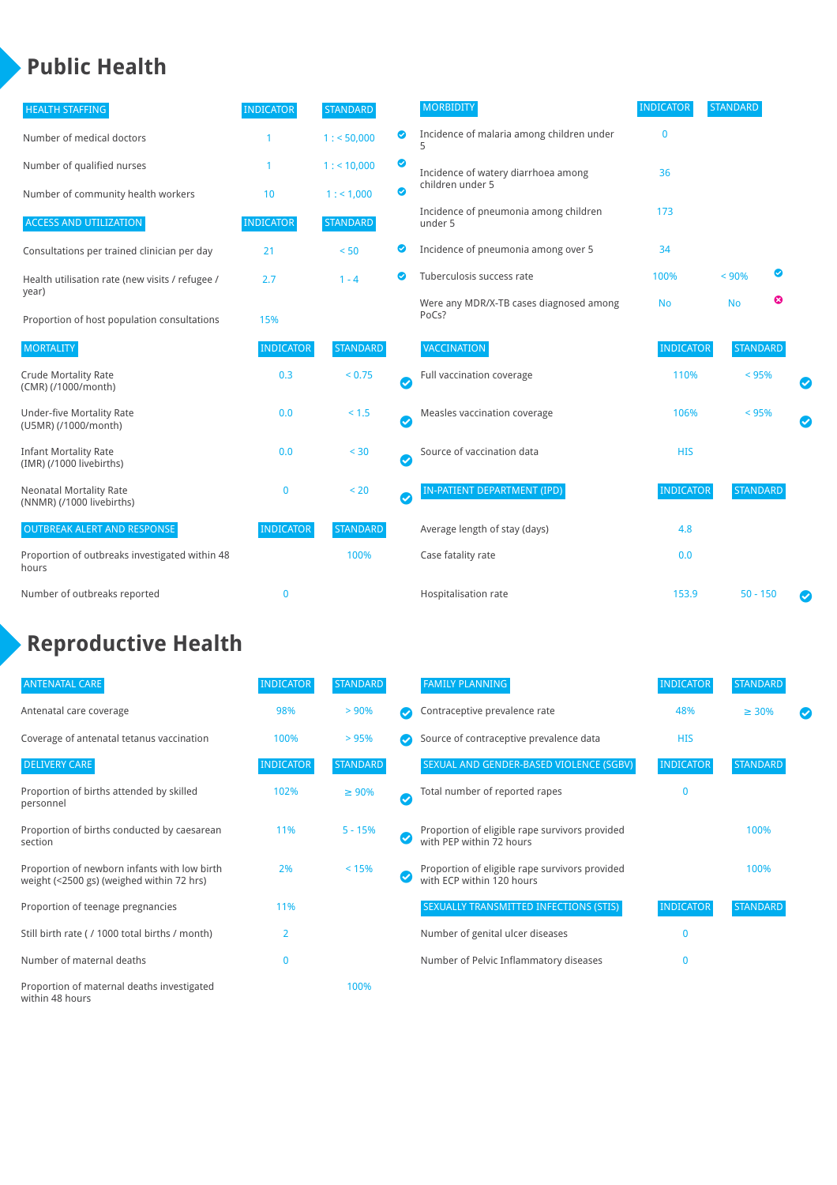# Public Health

| HEALTH STAFFING | INDICATOR | STANDARD | |
|---|---|---|---|
| Number of medical doctors | 1 | 1 : < 50,000 | ✔ |
| Number of qualified nurses | 1 | 1 : < 10,000 | ✔ |
| Number of community health workers | 10 | 1 : < 1,000 | ✔ |

| ACCESS AND UTILIZATION | INDICATOR | STANDARD | |
|---|---|---|---|
| Consultations per trained clinician per day | 21 | < 50 | ✔ |
| Health utilisation rate (new visits / refugee / year) | 2.7 | 1 - 4 | ✔ |
| Proportion of host population consultations | 15% | | |

| MORTALITY | INDICATOR | STANDARD | |
|---|---|---|---|
| Crude Mortality Rate (CMR) (/1000/month) | 0.3 | < 0.75 | ✔ |
| Under-five Mortality Rate (U5MR) (/1000/month) | 0.0 | < 1.5 | ✔ |
| Infant Mortality Rate (IMR) (/1000 livebirths) | 0.0 | < 30 | ✔ |
| Neonatal Mortality Rate (NNMR) (/1000 livebirths) | 0 | < 20 | ✔ |

| OUTBREAK ALERT AND RESPONSE | INDICATOR | STANDARD |
|---|---|---|
| Proportion of outbreaks investigated within 48 hours | | 100% |
| Number of outbreaks reported | 0 | |

| MORBIDITY | INDICATOR | STANDARD | |
|---|---|---|---|
| Incidence of malaria among children under 5 | 0 | | |
| Incidence of watery diarrhoea among children under 5 | 36 | | |
| Incidence of pneumonia among children under 5 | 173 | | |
| Incidence of pneumonia among over 5 | 34 | | |
| Tuberculosis success rate | 100% | < 90% | ✔ |
| Were any MDR/X-TB cases diagnosed among PoCs? | No | No | ✖ |

| VACCINATION | INDICATOR | STANDARD | |
|---|---|---|---|
| Full vaccination coverage | 110% | < 95% | ✔ |
| Measles vaccination coverage | 106% | < 95% | ✔ |
| Source of vaccination data | HIS | | |

| IN-PATIENT DEPARTMENT (IPD) | INDICATOR | STANDARD | |
|---|---|---|---|
| Average length of stay (days) | 4.8 | | |
| Case fatality rate | 0.0 | | |
| Hospitalisation rate | 153.9 | 50 - 150 | ✔ |

# Reproductive Health

| ANTENATAL CARE | INDICATOR | STANDARD | |
|---|---|---|---|
| Antenatal care coverage | 98% | > 90% | ✔ |
| Coverage of antenatal tetanus vaccination | 100% | > 95% | ✔ |

| DELIVERY CARE | INDICATOR | STANDARD | |
|---|---|---|---|
| Proportion of births attended by skilled personnel | 102% | ≥ 90% | ✔ |
| Proportion of births conducted by caesarean section | 11% | 5 - 15% | ✔ |
| Proportion of newborn infants with low birth weight (<2500 gs) (weighed within 72 hrs) | 2% | < 15% | ✔ |
| Proportion of teenage pregnancies | 11% | | |
| Still birth rate ( / 1000 total births / month) | 2 | | |
| Number of maternal deaths | 0 | | |
| Proportion of maternal deaths investigated within 48 hours | | 100% | |

| FAMILY PLANNING | INDICATOR | STANDARD | |
|---|---|---|---|
| Contraceptive prevalence rate | 48% | ≥ 30% | ✔ |
| Source of contraceptive prevalence data | HIS | | |

| SEXUAL AND GENDER-BASED VIOLENCE (SGBV) | INDICATOR | STANDARD |
|---|---|---|
| Total number of reported rapes | 0 | |
| Proportion of eligible rape survivors provided with PEP within 72 hours | | 100% |
| Proportion of eligible rape survivors provided with ECP within 120 hours | | 100% |

| SEXUALLY TRANSMITTED INFECTIONS (STIS) | INDICATOR | STANDARD |
|---|---|---|
| Number of genital ulcer diseases | 0 | |
| Number of Pelvic Inflammatory diseases | 0 | |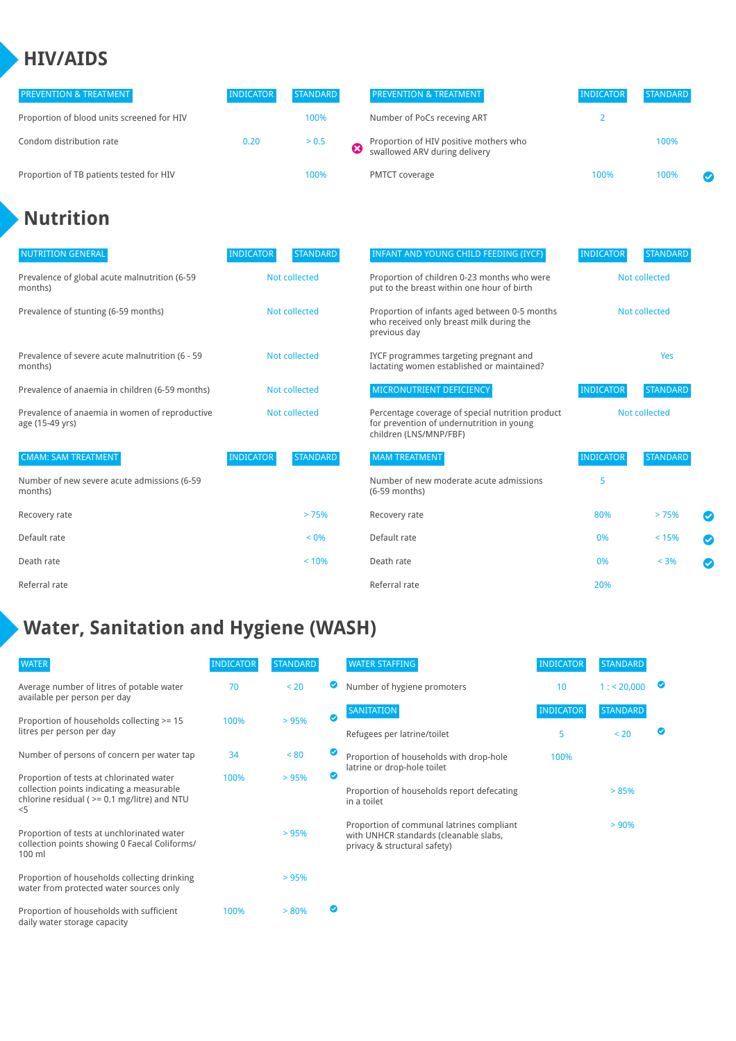# HIV/AIDS

| PREVENTION & TREATMENT | INDICATOR | STANDARD |
|---|---|---|
| Proportion of blood units screened for HIV | | 100% |
| Condom distribution rate | 0.20 | > 0.5 |
| Proportion of TB patients tested for HIV | | 100% |

| PREVENTION & TREATMENT | INDICATOR | STANDARD |
|---|---|---|
| Number of PoCs receving ART | 2 | |
| Proportion of HIV positive mothers who swallowed ARV during delivery | | 100% |
| PMTCT coverage | 100% | 100% |

# Nutrition

| NUTRITION GENERAL | INDICATOR | STANDARD |
|---|---|---|
| Prevalence of global acute malnutrition (6-59 months) | Not collected | |
| Prevalence of stunting (6-59 months) | Not collected | |
| Prevalence of severe acute malnutrition (6 - 59 months) | Not collected | |
| Prevalence of anaemia in children (6-59 months) | Not collected | |
| Prevalence of anaemia in women of reproductive age (15-49 yrs) | Not collected | |

| INFANT AND YOUNG CHILD FEEDING (IYCF) | INDICATOR | STANDARD |
|---|---|---|
| Proportion of children 0-23 months who were put to the breast within one hour of birth | Not collected | |
| Proportion of infants aged between 0-5 months who received only breast milk during the previous day | Not collected | |
| IYCF programmes targeting pregnant and lactating women established or maintained? | | Yes |

| MICRONUTRIENT DEFICIENCY | INDICATOR | STANDARD |
|---|---|---|
| Percentage coverage of special nutrition product for prevention of undernutrition in young children (LNS/MNP/FBF) | Not collected | |

| CMAM: SAM TREATMENT | INDICATOR | STANDARD |
|---|---|---|
| Number of new severe acute admissions (6-59 months) | | |
| Recovery rate | | > 75% |
| Default rate | | < 0% |
| Death rate | | < 10% |
| Referral rate | | |

| MAM TREATMENT | INDICATOR | STANDARD |
|---|---|---|
| Number of new moderate acute admissions (6-59 months) | 5 | |
| Recovery rate | 80% | > 75% |
| Default rate | 0% | < 15% |
| Death rate | 0% | < 3% |
| Referral rate | 20% | |

# Water, Sanitation and Hygiene (WASH)

| WATER | INDICATOR | STANDARD |
|---|---|---|
| Average number of litres of potable water available per person per day | 70 | < 20 |
| Proportion of households collecting >= 15 litres per person per day | 100% | > 95% |
| Number of persons of concern per water tap | 34 | < 80 |
| Proportion of tests at chlorinated water collection points indicating a measurable chlorine residual ( >= 0.1 mg/litre) and NTU <5 | 100% | > 95% |
| Proportion of tests at unchlorinated water collection points showing 0 Faecal Coliforms/ 100 ml | | > 95% |
| Proportion of households collecting drinking water from protected water sources only | | > 95% |
| Proportion of households with sufficient daily water storage capacity | 100% | > 80% |

| WATER STAFFING | INDICATOR | STANDARD |
|---|---|---|
| Number of hygiene promoters | 10 | 1 : < 20,000 |

| SANITATION | INDICATOR | STANDARD |
|---|---|---|
| Refugees per latrine/toilet | 5 | < 20 |
| Proportion of households with drop-hole latrine or drop-hole toilet | 100% | |
| Proportion of households report defecating in a toilet | | > 85% |
| Proportion of communal latrines compliant with UNHCR standards (cleanable slabs, privacy & structural safety) | | > 90% |